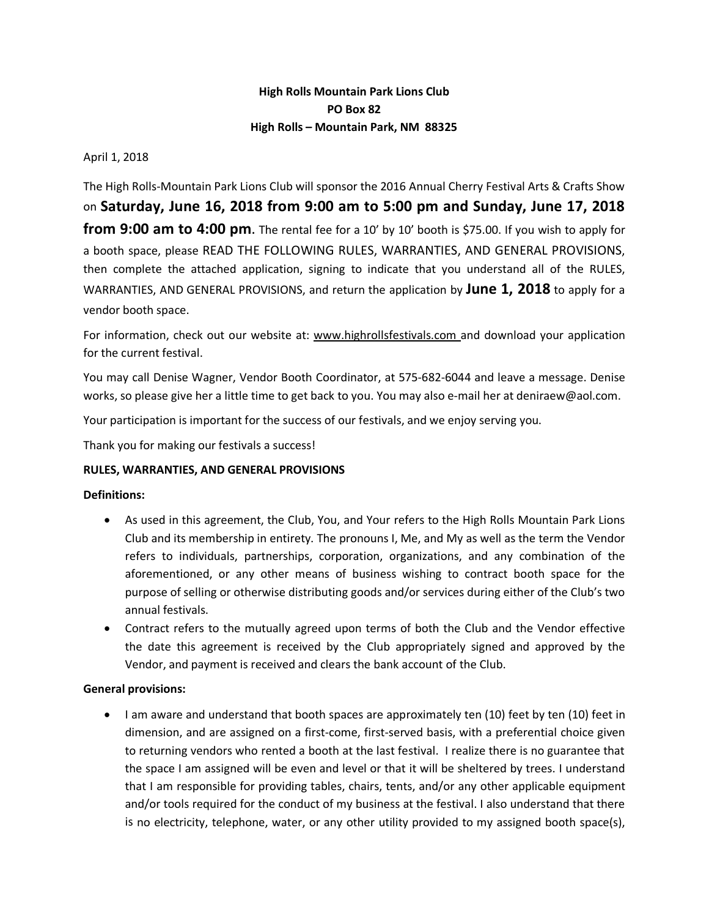**High Rolls Mountain Park Lions Club**
**PO Box 82**
**High Rolls – Mountain Park, NM 88325**

April 1, 2018

The High Rolls-Mountain Park Lions Club will sponsor the 2016 Annual Cherry Festival Arts & Crafts Show on **Saturday, June 16, 2018 from 9:00 am to 5:00 pm and Sunday, June 17, 2018 from 9:00 am to 4:00 pm**. The rental fee for a 10' by 10' booth is $75.00. If you wish to apply for a booth space, please READ THE FOLLOWING RULES, WARRANTIES, AND GENERAL PROVISIONS, then complete the attached application, signing to indicate that you understand all of the RULES, WARRANTIES, AND GENERAL PROVISIONS, and return the application by **June 1, 2018** to apply for a vendor booth space.

For information, check out our website at: www.highrollsfestivals.com and download your application for the current festival.

You may call Denise Wagner, Vendor Booth Coordinator, at 575-682-6044 and leave a message. Denise works, so please give her a little time to get back to you. You may also e-mail her at deniraew@aol.com.

Your participation is important for the success of our festivals, and we enjoy serving you.

Thank you for making our festivals a success!

**RULES, WARRANTIES, AND GENERAL PROVISIONS**

**Definitions:**

- As used in this agreement, the Club, You, and Your refers to the High Rolls Mountain Park Lions Club and its membership in entirety. The pronouns I, Me, and My as well as the term the Vendor refers to individuals, partnerships, corporation, organizations, and any combination of the aforementioned, or any other means of business wishing to contract booth space for the purpose of selling or otherwise distributing goods and/or services during either of the Club's two annual festivals.
- Contract refers to the mutually agreed upon terms of both the Club and the Vendor effective the date this agreement is received by the Club appropriately signed and approved by the Vendor, and payment is received and clears the bank account of the Club.

**General provisions:**

- I am aware and understand that booth spaces are approximately ten (10) feet by ten (10) feet in dimension, and are assigned on a first-come, first-served basis, with a preferential choice given to returning vendors who rented a booth at the last festival. I realize there is no guarantee that the space I am assigned will be even and level or that it will be sheltered by trees. I understand that I am responsible for providing tables, chairs, tents, and/or any other applicable equipment and/or tools required for the conduct of my business at the festival. I also understand that there is no electricity, telephone, water, or any other utility provided to my assigned booth space(s),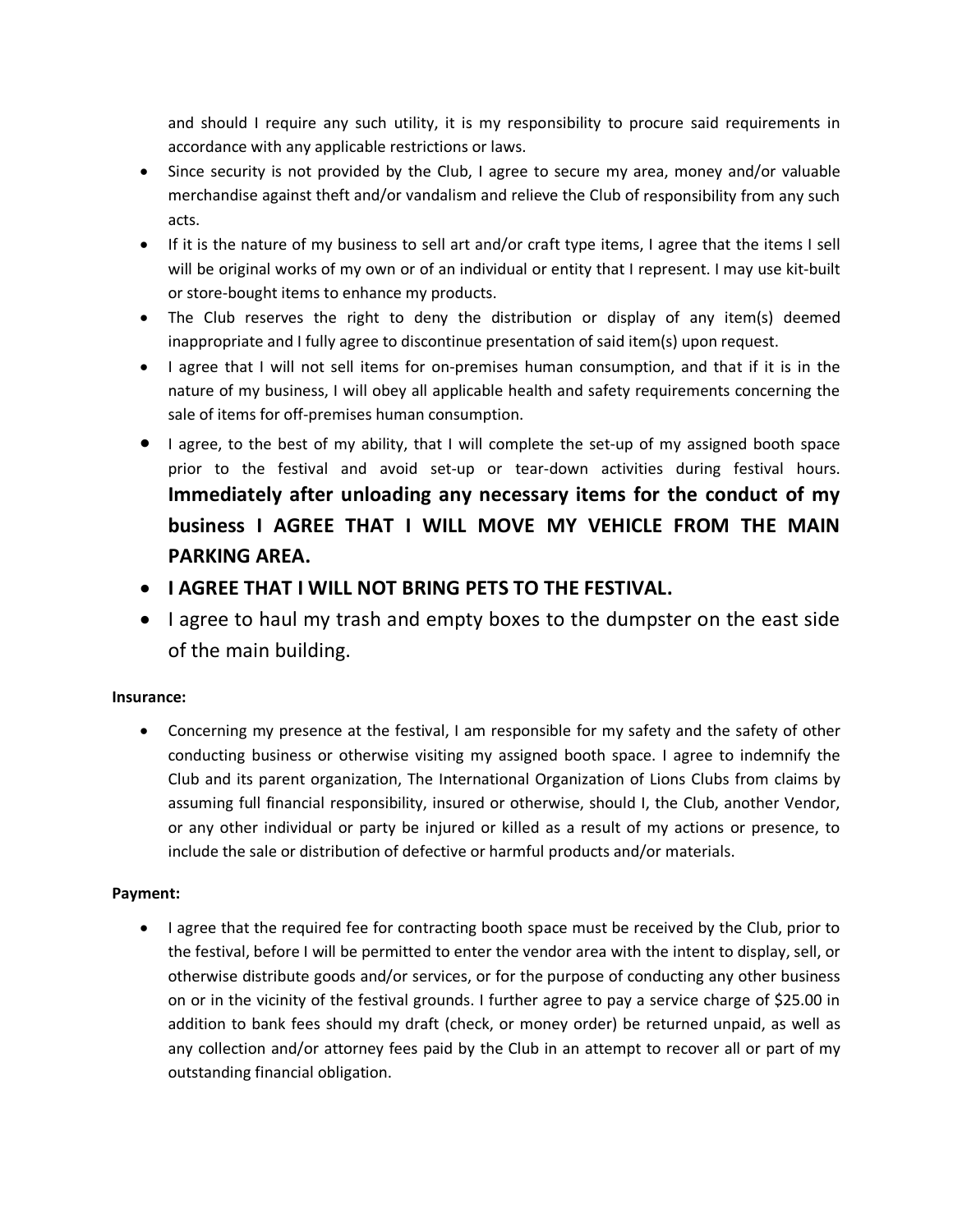and should I require any such utility, it is my responsibility to procure said requirements in accordance with any applicable restrictions or laws.

- Since security is not provided by the Club, I agree to secure my area, money and/or valuable merchandise against theft and/or vandalism and relieve the Club of responsibility from any such acts.
- If it is the nature of my business to sell art and/or craft type items, I agree that the items I sell will be original works of my own or of an individual or entity that I represent. I may use kit-built or store-bought items to enhance my products.
- The Club reserves the right to deny the distribution or display of any item(s) deemed inappropriate and I fully agree to discontinue presentation of said item(s) upon request.
- I agree that I will not sell items for on-premises human consumption, and that if it is in the nature of my business, I will obey all applicable health and safety requirements concerning the sale of items for off-premises human consumption.
- I agree, to the best of my ability, that I will complete the set-up of my assigned booth space prior to the festival and avoid set-up or tear-down activities during festival hours. **Immediately after unloading any necessary items for the conduct of my business I AGREE THAT I WILL MOVE MY VEHICLE FROM THE MAIN PARKING AREA.**
- **I AGREE THAT I WILL NOT BRING PETS TO THE FESTIVAL.**
- I agree to haul my trash and empty boxes to the dumpster on the east side of the main building.

**Insurance:**

- Concerning my presence at the festival, I am responsible for my safety and the safety of other conducting business or otherwise visiting my assigned booth space. I agree to indemnify the Club and its parent organization, The International Organization of Lions Clubs from claims by assuming full financial responsibility, insured or otherwise, should I, the Club, another Vendor, or any other individual or party be injured or killed as a result of my actions or presence, to include the sale or distribution of defective or harmful products and/or materials.

**Payment:**

- I agree that the required fee for contracting booth space must be received by the Club, prior to the festival, before I will be permitted to enter the vendor area with the intent to display, sell, or otherwise distribute goods and/or services, or for the purpose of conducting any other business on or in the vicinity of the festival grounds. I further agree to pay a service charge of $25.00 in addition to bank fees should my draft (check, or money order) be returned unpaid, as well as any collection and/or attorney fees paid by the Club in an attempt to recover all or part of my outstanding financial obligation.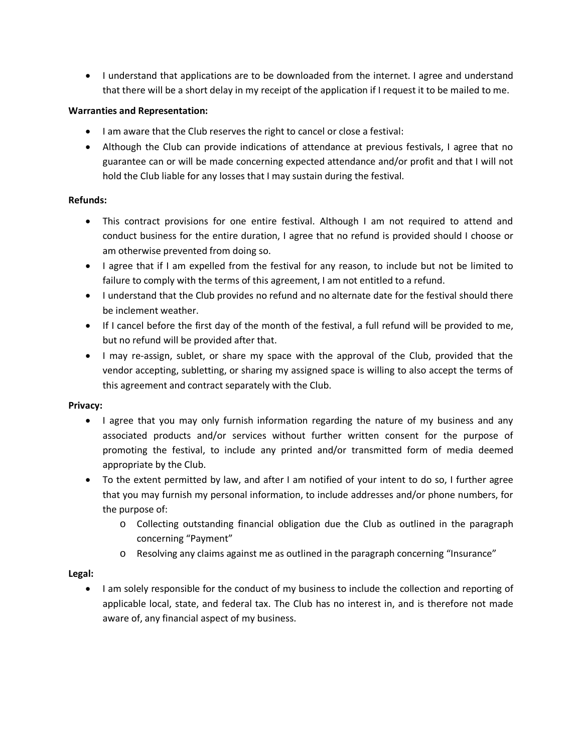- I understand that applications are to be downloaded from the internet. I agree and understand that there will be a short delay in my receipt of the application if I request it to be mailed to me.

**Warranties and Representation:**

- I am aware that the Club reserves the right to cancel or close a festival:
- Although the Club can provide indications of attendance at previous festivals, I agree that no guarantee can or will be made concerning expected attendance and/or profit and that I will not hold the Club liable for any losses that I may sustain during the festival.

**Refunds:**

- This contract provisions for one entire festival. Although I am not required to attend and conduct business for the entire duration, I agree that no refund is provided should I choose or am otherwise prevented from doing so.
- I agree that if I am expelled from the festival for any reason, to include but not be limited to failure to comply with the terms of this agreement, I am not entitled to a refund.
- I understand that the Club provides no refund and no alternate date for the festival should there be inclement weather.
- If I cancel before the first day of the month of the festival, a full refund will be provided to me, but no refund will be provided after that.
- I may re-assign, sublet, or share my space with the approval of the Club, provided that the vendor accepting, subletting, or sharing my assigned space is willing to also accept the terms of this agreement and contract separately with the Club.

**Privacy:**

- I agree that you may only furnish information regarding the nature of my business and any associated products and/or services without further written consent for the purpose of promoting the festival, to include any printed and/or transmitted form of media deemed appropriate by the Club.
- To the extent permitted by law, and after I am notified of your intent to do so, I further agree that you may furnish my personal information, to include addresses and/or phone numbers, for the purpose of:
  - Collecting outstanding financial obligation due the Club as outlined in the paragraph concerning "Payment"
  - Resolving any claims against me as outlined in the paragraph concerning "Insurance"

**Legal:**

- I am solely responsible for the conduct of my business to include the collection and reporting of applicable local, state, and federal tax. The Club has no interest in, and is therefore not made aware of, any financial aspect of my business.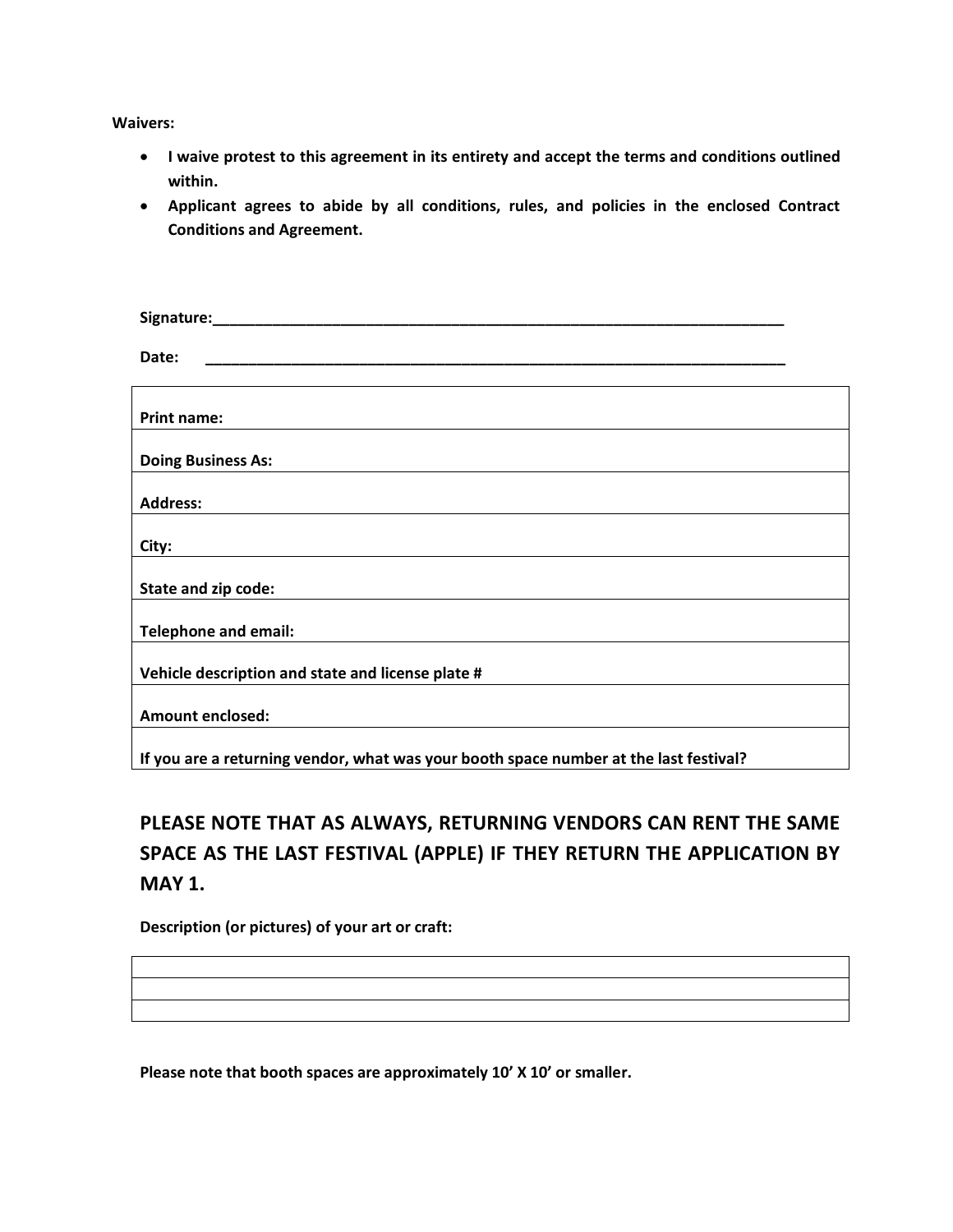**Waivers:**

- **I waive protest to this agreement in its entirety and accept the terms and conditions outlined within.**
- **Applicant agrees to abide by all conditions, rules, and policies in the enclosed Contract Conditions and Agreement.**

**Signature:**_______________________________________________________________________

**Date:** _______________________________________________________________________

| |
|---|
| **Print name:** |
| **Doing Business As:** |
| **Address:** |
| **City:** |
| **State and zip code:** |
| **Telephone and email:** |
| **Vehicle description and state and license plate #** |
| **Amount enclosed:** |
| **If you are a returning vendor, what was your booth space number at the last festival?** |

## PLEASE NOTE THAT AS ALWAYS, RETURNING VENDORS CAN RENT THE SAME SPACE AS THE LAST FESTIVAL (APPLE) IF THEY RETURN THE APPLICATION BY MAY 1.

**Description (or pictures) of your art or craft:**

| |
|---|
| |
| |
| |

**Please note that booth spaces are approximately 10' X 10' or smaller.**